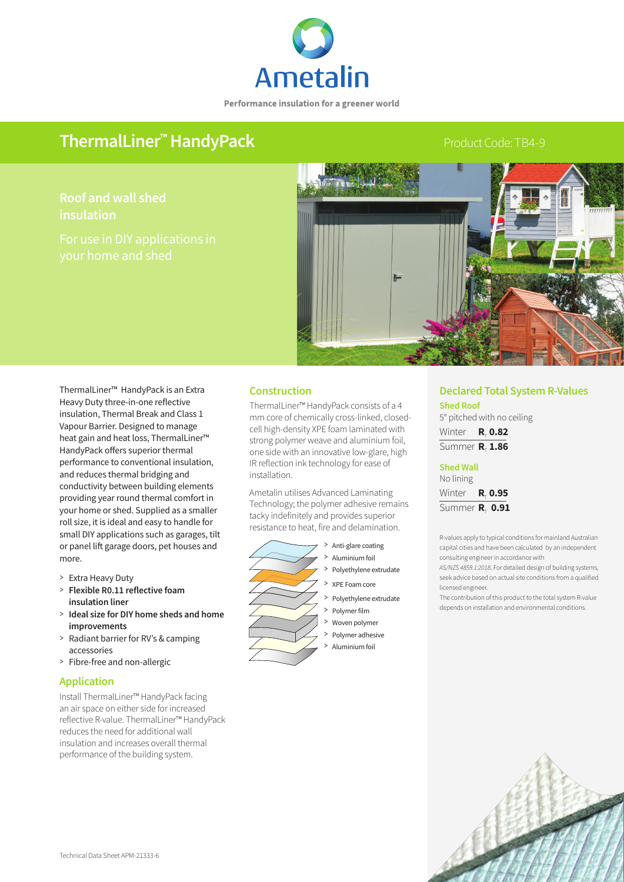Ametalin

Performance insulation for a greener world

# ThermalLiner™ HandyPack

Product Code: TB4-9

## Roof and wall shed insulation

For use in DIY applications in your home and shed

ThermalLiner™ HandyPack is an Extra Heavy Duty three-in-one reflective insulation, Thermal Break and Class 1 Vapour Barrier. Designed to manage heat gain and heat loss, ThermalLiner™ HandyPack offers superior thermal performance to conventional insulation, and reduces thermal bridging and conductivity between building elements providing year round thermal comfort in your home or shed. Supplied as a smaller roll size, it is ideal and easy to handle for small DIY applications such as garages, tilt or panel lift garage doors, pet houses and more.

- Extra Heavy Duty
- **Flexible R0.11 reflective foam insulation liner**
- **Ideal size for DIY home sheds and home improvements**
- Radiant barrier for RV's & camping accessories
- Fibre-free and non-allergic

### Application

Install ThermalLiner™ HandyPack facing an air space on either side for increased reflective R-value. ThermalLiner™ HandyPack reduces the need for additional wall insulation and increases overall thermal performance of the building system.

### Construction

ThermalLiner™ HandyPack consists of a 4 mm core of chemically cross-linked, closed-cell high-density XPE foam laminated with strong polymer weave and aluminium foil, one side with an innovative low-glare, high IR reflection ink technology for ease of installation.

Ametalin utilises Advanced Laminating Technology; the polymer adhesive remains tacky indefinitely and provides superior resistance to heat, fire and delamination.

- Anti-glare coating
- Aluminium foil
- Polyethylene extrudate
- XPE Foam core
- Polyethylene extrudate
- Polymer film
- Woven polymer
- Polymer adhesive
- Aluminium foil

### Declared Total System R-Values

**Shed Roof**

5° pitched with no ceiling

| | |
|---|---|
| Winter | $R_T$ **0.82** |
| Summer | $R_T$ **1.86** |

**Shed Wall**

No lining

| | |
|---|---|
| Winter | $R_T$ **0.95** |
| Summer | $R_T$ **0.91** |

R-values apply to typical conditions for mainland Australian capital cities and have been calculated by an independent consulting engineer in accordance with *AS/NZS 4859.1:2018*. For detailed design of building systems, seek advice based on actual site conditions from a qualified licensed engineer.

The contribution of this product to the total system R-value depends on installation and environmental conditions.

Technical Data Sheet APM-21333-6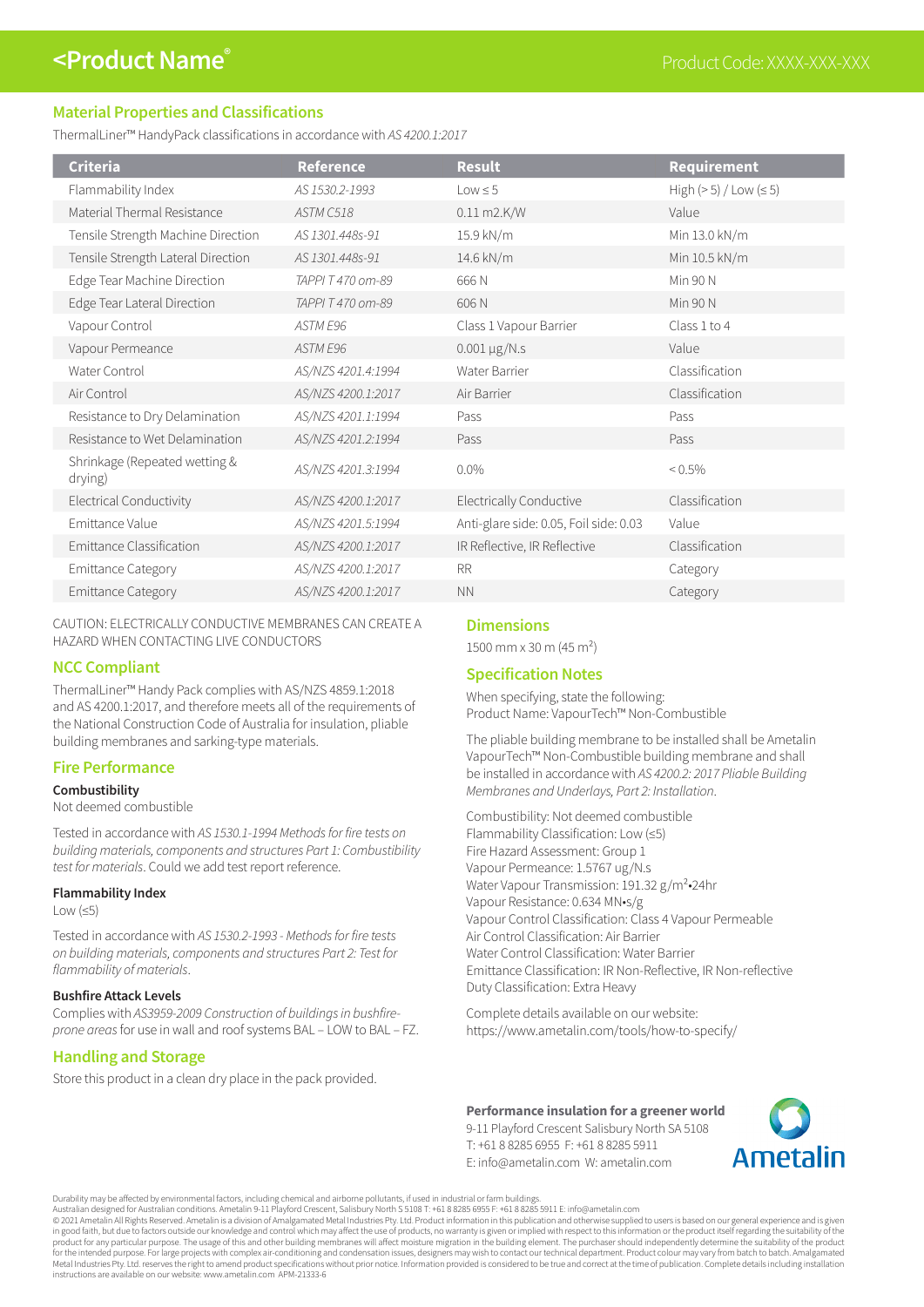# <Product Name®

Product Code: XXXX-XXX-XXX

## Material Properties and Classifications

ThermalLiner™ HandyPack classifications in accordance with *AS 4200.1:2017*

| Criteria | Reference | Result | Requirement |
|---|---|---|---|
| Flammability Index | *AS 1530.2-1993* | Low ≤ 5 | High (> 5) / Low (≤ 5) |
| Material Thermal Resistance | *ASTM C518* | 0.11 m2.K/W | Value |
| Tensile Strength Machine Direction | *AS 1301.448s-91* | 15.9 kN/m | Min 13.0 kN/m |
| Tensile Strength Lateral Direction | *AS 1301.448s-91* | 14.6 kN/m | Min 10.5 kN/m |
| Edge Tear Machine Direction | *TAPPI T 470 om-89* | 666 N | Min 90 N |
| Edge Tear Lateral Direction | *TAPPI T 470 om-89* | 606 N | Min 90 N |
| Vapour Control | *ASTM E96* | Class 1 Vapour Barrier | Class 1 to 4 |
| Vapour Permeance | *ASTM E96* | 0.001 µg/N.s | Value |
| Water Control | *AS/NZS 4201.4:1994* | Water Barrier | Classification |
| Air Control | *AS/NZS 4200.1:2017* | Air Barrier | Classification |
| Resistance to Dry Delamination | *AS/NZS 4201.1:1994* | Pass | Pass |
| Resistance to Wet Delamination | *AS/NZS 4201.2:1994* | Pass | Pass |
| Shrinkage (Repeated wetting & drying) | *AS/NZS 4201.3:1994* | 0.0% | < 0.5% |
| Electrical Conductivity | *AS/NZS 4200.1:2017* | Electrically Conductive | Classification |
| Emittance Value | *AS/NZS 4201.5:1994* | Anti-glare side: 0.05, Foil side: 0.03 | Value |
| Emittance Classification | *AS/NZS 4200.1:2017* | IR Reflective, IR Reflective | Classification |
| Emittance Category | *AS/NZS 4200.1:2017* | RR | Category |
| Emittance Category | *AS/NZS 4200.1:2017* | NN | Category |

CAUTION: ELECTRICALLY CONDUCTIVE MEMBRANES CAN CREATE A HAZARD WHEN CONTACTING LIVE CONDUCTORS

## NCC Compliant

ThermalLiner™ Handy Pack complies with AS/NZS 4859.1:2018 and AS 4200.1:2017, and therefore meets all of the requirements of the National Construction Code of Australia for insulation, pliable building membranes and sarking-type materials.

## Fire Performance

**Combustibility**
Not deemed combustible

Tested in accordance with *AS 1530.1-1994 Methods for fire tests on building materials, components and structures Part 1: Combustibility test for materials*. Could we add test report reference.

**Flammability Index**
Low (≤5)

Tested in accordance with *AS 1530.2-1993 - Methods for fire tests on building materials, components and structures Part 2: Test for flammability of materials*.

**Bushfire Attack Levels**
Complies with *AS3959-2009 Construction of buildings in bushfire-prone areas* for use in wall and roof systems BAL – LOW to BAL – FZ.

## Handling and Storage

Store this product in a clean dry place in the pack provided.

## Dimensions

1500 mm x 30 m (45 m²)

## Specification Notes

When specifying, state the following:
Product Name: VapourTech™ Non-Combustible

The pliable building membrane to be installed shall be Ametalin VapourTech™ Non-Combustible building membrane and shall be installed in accordance with *AS 4200.2: 2017 Pliable Building Membranes and Underlays, Part 2: Installation*.

Combustibility: Not deemed combustible
Flammability Classification: Low (≤5)
Fire Hazard Assessment: Group 1
Vapour Permeance: 1.5767 ug/N.s
Water Vapour Transmission: 191.32 g/m²•24hr
Vapour Resistance: 0.634 MN•s/g
Vapour Control Classification: Class 4 Vapour Permeable
Air Control Classification: Air Barrier
Water Control Classification: Water Barrier
Emittance Classification: IR Non-Reflective, IR Non-reflective
Duty Classification: Extra Heavy

Complete details available on our website:
https://www.ametalin.com/tools/how-to-specify/

**Performance insulation for a greener world**
9-11 Playford Crescent Salisbury North SA 5108
T: +61 8 8285 6955 F: +61 8 8285 5911
E: info@ametalin.com W: ametalin.com

Ametalin

Durability may be affected by environmental factors, including chemical and airborne pollutants, if used in industrial or farm buildings.
Australian designed for Australian conditions. Ametalin 9-11 Playford Crescent, Salisbury North S 5108 T: +61 8 8285 6955 F: +61 8 8285 5911 E: info@ametalin.com
© 2021 Ametalin All Rights Reserved. Ametalin is a division of Amalgamated Metal Industries Pty. Ltd. Product information in this publication and otherwise supplied to users is based on our general experience and is given in good faith, but due to factors outside our knowledge and control which may affect the use of products, no warranty is given or implied with respect to this information or the product itself regarding the suitability of the product for any particular purpose. The usage of this and other building membranes will affect moisture migration in the building element. The purchaser should independently determine the suitability of the product for the intended purpose. For large projects with complex air-conditioning and condensation issues, designers may wish to contact our technical department. Product colour may vary from batch to batch. Amalgamated Metal Industries Pty. Ltd. reserves the right to amend product specifications without prior notice. Information provided is considered to be true and correct at the time of publication. Complete details including installation instructions are available on our website: www.ametalin.com APM-21333-6